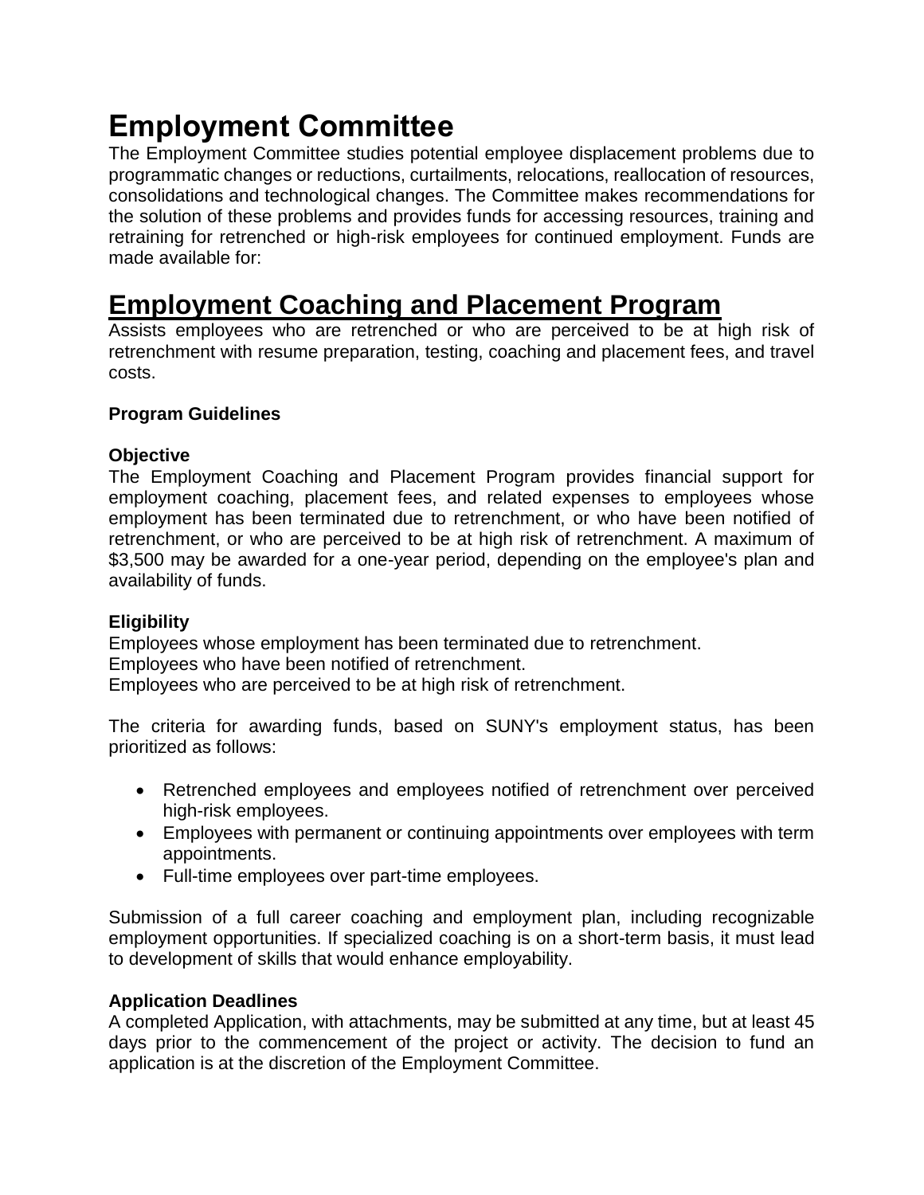# Employment Committee

The Employment Committee studies potential employee displacement problems due to programmatic changes or reductions, curtailments, relocations, reallocation of resources, consolidations and technological changes. The Committee makes recommendations for the solution of these problems and provides funds for accessing resources, training and retraining for retrenched or high-risk employees for continued employment. Funds are made available for:

# Employment Coaching and Placement Program

Assists employees who are retrenched or who are perceived to be at high risk of retrenchment with resume preparation, testing, coaching and placement fees, and travel costs.

**Program Guidelines**

**Objective**

The Employment Coaching and Placement Program provides financial support for employment coaching, placement fees, and related expenses to employees whose employment has been terminated due to retrenchment, or who have been notified of retrenchment, or who are perceived to be at high risk of retrenchment. A maximum of $3,500 may be awarded for a one-year period, depending on the employee's plan and availability of funds.

**Eligibility**

Employees whose employment has been terminated due to retrenchment.
Employees who have been notified of retrenchment.
Employees who are perceived to be at high risk of retrenchment.

The criteria for awarding funds, based on SUNY's employment status, has been prioritized as follows:

- Retrenched employees and employees notified of retrenchment over perceived high-risk employees.
- Employees with permanent or continuing appointments over employees with term appointments.
- Full-time employees over part-time employees.

Submission of a full career coaching and employment plan, including recognizable employment opportunities. If specialized coaching is on a short-term basis, it must lead to development of skills that would enhance employability.

**Application Deadlines**

A completed Application, with attachments, may be submitted at any time, but at least 45 days prior to the commencement of the project or activity. The decision to fund an application is at the discretion of the Employment Committee.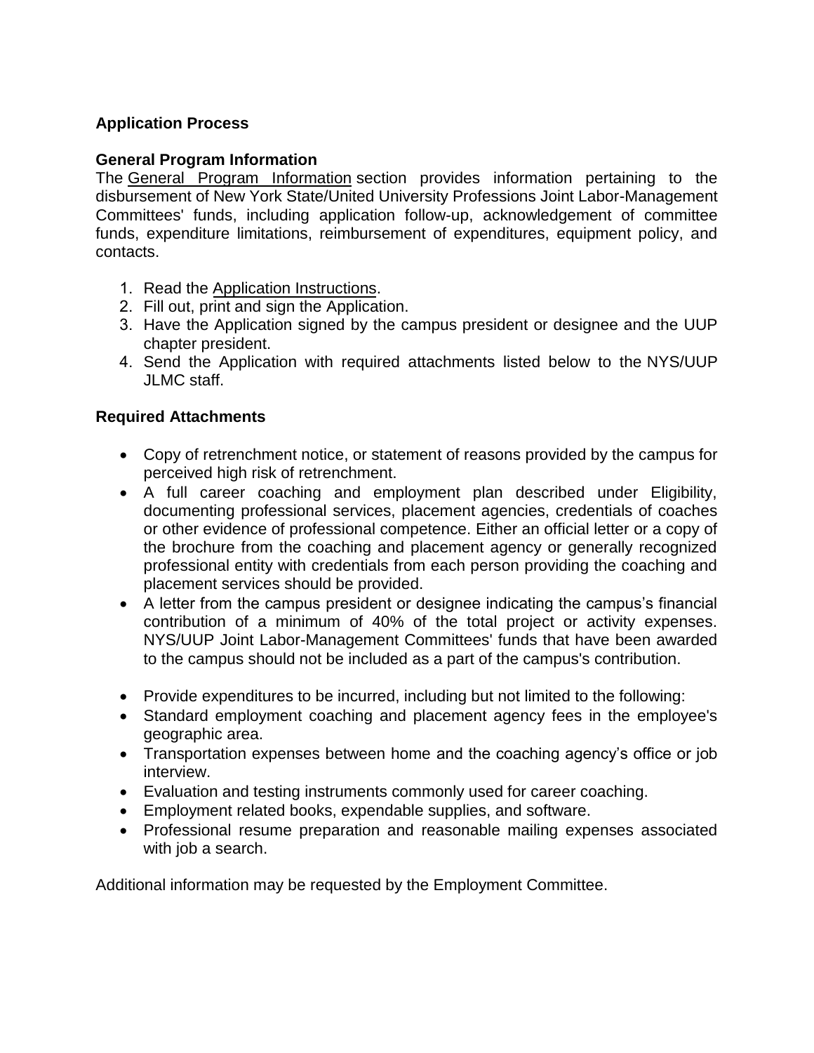## Application Process

### General Program Information

The General Program Information section provides information pertaining to the disbursement of New York State/United University Professions Joint Labor-Management Committees' funds, including application follow-up, acknowledgement of committee funds, expenditure limitations, reimbursement of expenditures, equipment policy, and contacts.

1. Read the Application Instructions.
2. Fill out, print and sign the Application.
3. Have the Application signed by the campus president or designee and the UUP chapter president.
4. Send the Application with required attachments listed below to the NYS/UUP JLMC staff.

### Required Attachments

- Copy of retrenchment notice, or statement of reasons provided by the campus for perceived high risk of retrenchment.
- A full career coaching and employment plan described under Eligibility, documenting professional services, placement agencies, credentials of coaches or other evidence of professional competence. Either an official letter or a copy of the brochure from the coaching and placement agency or generally recognized professional entity with credentials from each person providing the coaching and placement services should be provided.
- A letter from the campus president or designee indicating the campus's financial contribution of a minimum of 40% of the total project or activity expenses. NYS/UUP Joint Labor-Management Committees' funds that have been awarded to the campus should not be included as a part of the campus's contribution.

- Provide expenditures to be incurred, including but not limited to the following:
- Standard employment coaching and placement agency fees in the employee's geographic area.
- Transportation expenses between home and the coaching agency's office or job interview.
- Evaluation and testing instruments commonly used for career coaching.
- Employment related books, expendable supplies, and software.
- Professional resume preparation and reasonable mailing expenses associated with job a search.

Additional information may be requested by the Employment Committee.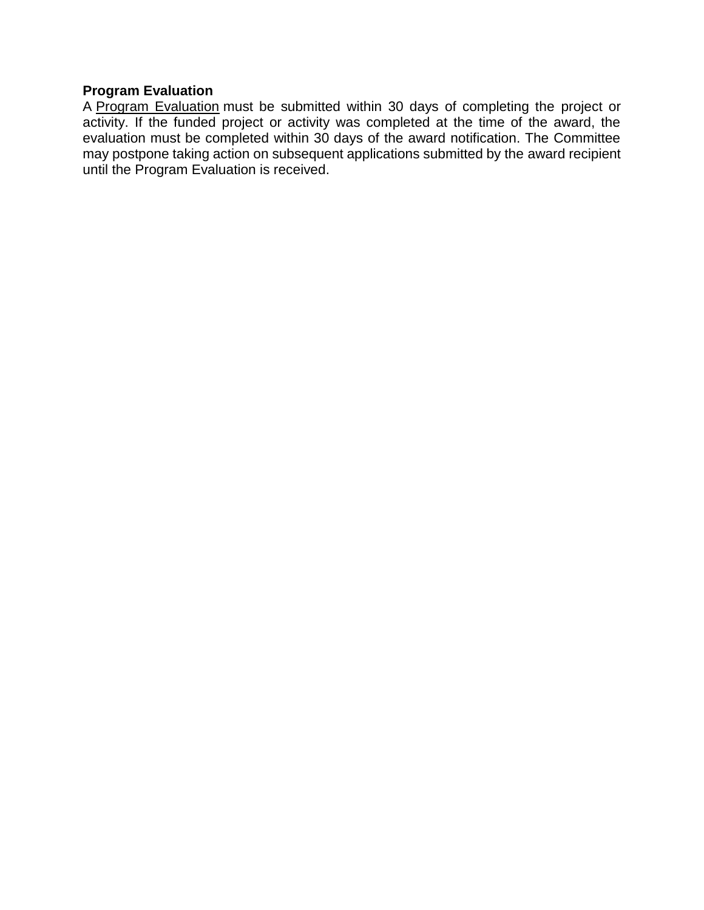**Program Evaluation**

A Program Evaluation must be submitted within 30 days of completing the project or activity. If the funded project or activity was completed at the time of the award, the evaluation must be completed within 30 days of the award notification. The Committee may postpone taking action on subsequent applications submitted by the award recipient until the Program Evaluation is received.